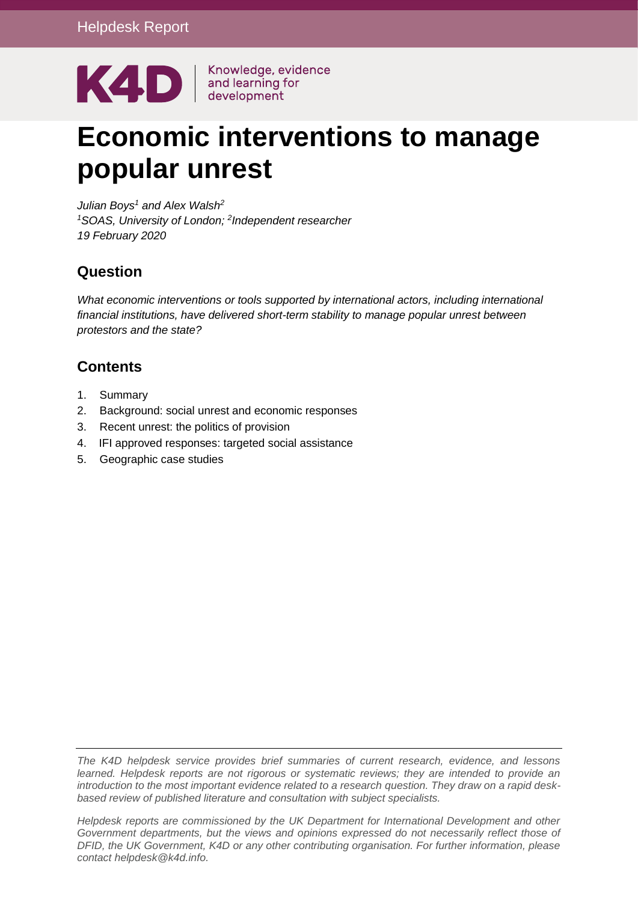Helpdesk Report

K4D Knowledge, evidence and learning for development

# Economic interventions to manage popular unrest

*Julian Boys[1] and Alex Walsh[2]*
*[1]SOAS, University of London; [2]Independent researcher*
*19 February 2020*

## Question

*What economic interventions or tools supported by international actors, including international financial institutions, have delivered short-term stability to manage popular unrest between protestors and the state?*

## Contents

1. Summary
2. Background: social unrest and economic responses
3. Recent unrest: the politics of provision
4. IFI approved responses: targeted social assistance
5. Geographic case studies

*The K4D helpdesk service provides brief summaries of current research, evidence, and lessons learned. Helpdesk reports are not rigorous or systematic reviews; they are intended to provide an introduction to the most important evidence related to a research question. They draw on a rapid desk-based review of published literature and consultation with subject specialists.*

*Helpdesk reports are commissioned by the UK Department for International Development and other Government departments, but the views and opinions expressed do not necessarily reflect those of DFID, the UK Government, K4D or any other contributing organisation. For further information, please contact helpdesk@k4d.info.*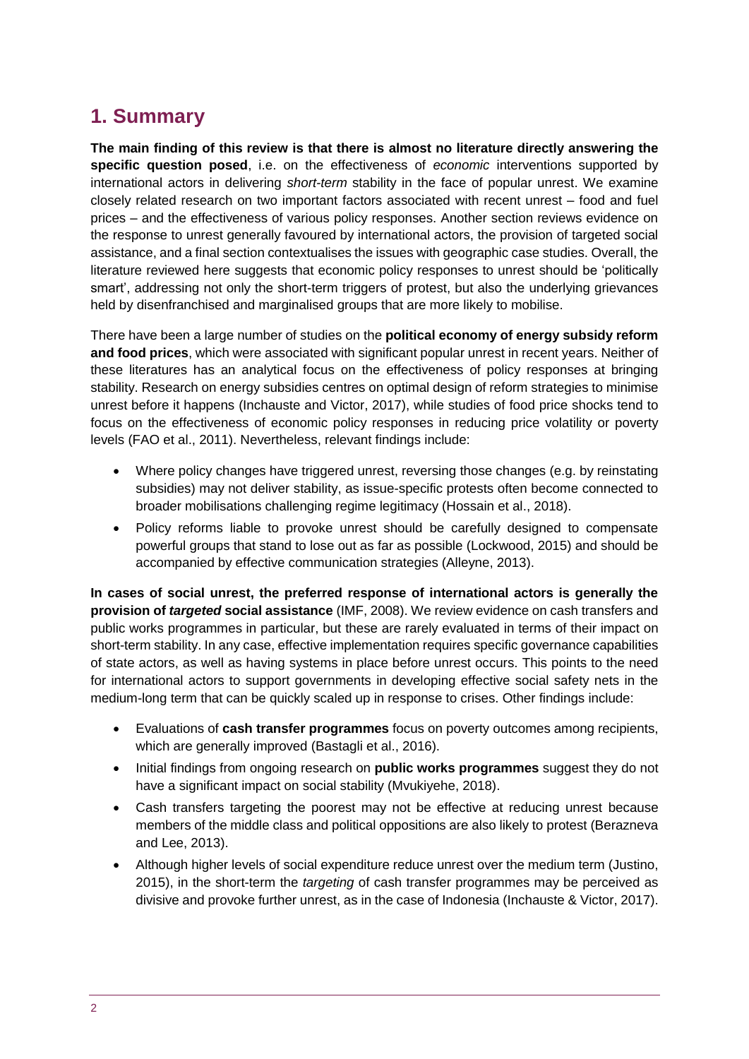## 1. Summary

**The main finding of this review is that there is almost no literature directly answering the specific question posed**, i.e. on the effectiveness of *economic* interventions supported by international actors in delivering *short-term* stability in the face of popular unrest. We examine closely related research on two important factors associated with recent unrest – food and fuel prices – and the effectiveness of various policy responses. Another section reviews evidence on the response to unrest generally favoured by international actors, the provision of targeted social assistance, and a final section contextualises the issues with geographic case studies. Overall, the literature reviewed here suggests that economic policy responses to unrest should be 'politically smart', addressing not only the short-term triggers of protest, but also the underlying grievances held by disenfranchised and marginalised groups that are more likely to mobilise.

There have been a large number of studies on the **political economy of energy subsidy reform and food prices**, which were associated with significant popular unrest in recent years. Neither of these literatures has an analytical focus on the effectiveness of policy responses at bringing stability. Research on energy subsidies centres on optimal design of reform strategies to minimise unrest before it happens (Inchauste and Victor, 2017), while studies of food price shocks tend to focus on the effectiveness of economic policy responses in reducing price volatility or poverty levels (FAO et al., 2011). Nevertheless, relevant findings include:

- Where policy changes have triggered unrest, reversing those changes (e.g. by reinstating subsidies) may not deliver stability, as issue-specific protests often become connected to broader mobilisations challenging regime legitimacy (Hossain et al., 2018).
- Policy reforms liable to provoke unrest should be carefully designed to compensate powerful groups that stand to lose out as far as possible (Lockwood, 2015) and should be accompanied by effective communication strategies (Alleyne, 2013).

**In cases of social unrest, the preferred response of international actors is generally the provision of *targeted* social assistance** (IMF, 2008). We review evidence on cash transfers and public works programmes in particular, but these are rarely evaluated in terms of their impact on short-term stability. In any case, effective implementation requires specific governance capabilities of state actors, as well as having systems in place before unrest occurs. This points to the need for international actors to support governments in developing effective social safety nets in the medium-long term that can be quickly scaled up in response to crises. Other findings include:

- Evaluations of **cash transfer programmes** focus on poverty outcomes among recipients, which are generally improved (Bastagli et al., 2016).
- Initial findings from ongoing research on **public works programmes** suggest they do not have a significant impact on social stability (Mvukiyehe, 2018).
- Cash transfers targeting the poorest may not be effective at reducing unrest because members of the middle class and political oppositions are also likely to protest (Berazneva and Lee, 2013).
- Although higher levels of social expenditure reduce unrest over the medium term (Justino, 2015), in the short-term the *targeting* of cash transfer programmes may be perceived as divisive and provoke further unrest, as in the case of Indonesia (Inchauste & Victor, 2017).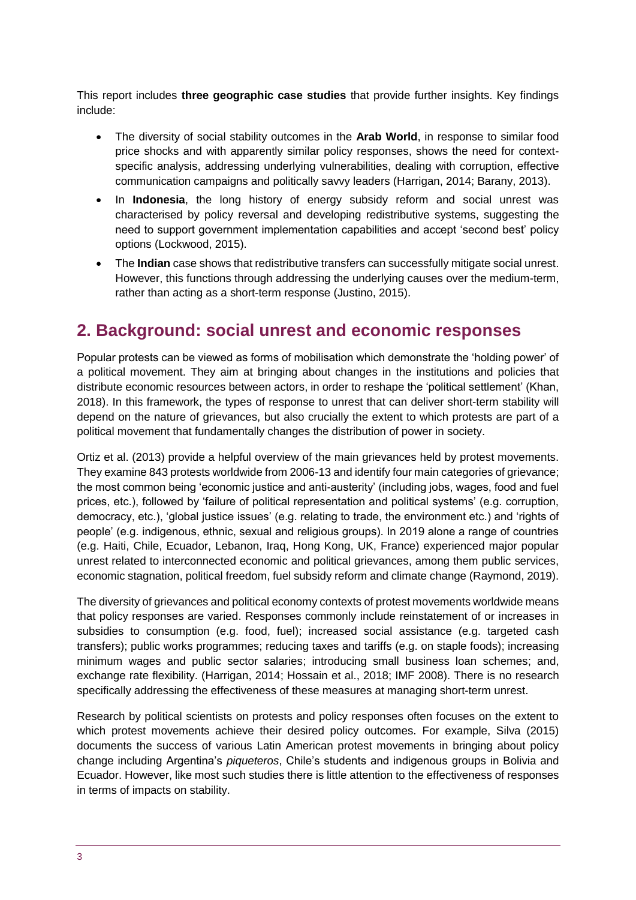This report includes **three geographic case studies** that provide further insights. Key findings include:

- The diversity of social stability outcomes in the **Arab World**, in response to similar food price shocks and with apparently similar policy responses, shows the need for context-specific analysis, addressing underlying vulnerabilities, dealing with corruption, effective communication campaigns and politically savvy leaders (Harrigan, 2014; Barany, 2013).
- In **Indonesia**, the long history of energy subsidy reform and social unrest was characterised by policy reversal and developing redistributive systems, suggesting the need to support government implementation capabilities and accept 'second best' policy options (Lockwood, 2015).
- The **Indian** case shows that redistributive transfers can successfully mitigate social unrest. However, this functions through addressing the underlying causes over the medium-term, rather than acting as a short-term response (Justino, 2015).

## 2. Background: social unrest and economic responses

Popular protests can be viewed as forms of mobilisation which demonstrate the 'holding power' of a political movement. They aim at bringing about changes in the institutions and policies that distribute economic resources between actors, in order to reshape the 'political settlement' (Khan, 2018). In this framework, the types of response to unrest that can deliver short-term stability will depend on the nature of grievances, but also crucially the extent to which protests are part of a political movement that fundamentally changes the distribution of power in society.

Ortiz et al. (2013) provide a helpful overview of the main grievances held by protest movements. They examine 843 protests worldwide from 2006-13 and identify four main categories of grievance; the most common being 'economic justice and anti-austerity' (including jobs, wages, food and fuel prices, etc.), followed by 'failure of political representation and political systems' (e.g. corruption, democracy, etc.), 'global justice issues' (e.g. relating to trade, the environment etc.) and 'rights of people' (e.g. indigenous, ethnic, sexual and religious groups). In 2019 alone a range of countries (e.g. Haiti, Chile, Ecuador, Lebanon, Iraq, Hong Kong, UK, France) experienced major popular unrest related to interconnected economic and political grievances, among them public services, economic stagnation, political freedom, fuel subsidy reform and climate change (Raymond, 2019).

The diversity of grievances and political economy contexts of protest movements worldwide means that policy responses are varied. Responses commonly include reinstatement of or increases in subsidies to consumption (e.g. food, fuel); increased social assistance (e.g. targeted cash transfers); public works programmes; reducing taxes and tariffs (e.g. on staple foods); increasing minimum wages and public sector salaries; introducing small business loan schemes; and, exchange rate flexibility. (Harrigan, 2014; Hossain et al., 2018; IMF 2008). There is no research specifically addressing the effectiveness of these measures at managing short-term unrest.

Research by political scientists on protests and policy responses often focuses on the extent to which protest movements achieve their desired policy outcomes. For example, Silva (2015) documents the success of various Latin American protest movements in bringing about policy change including Argentina's *piqueteros*, Chile's students and indigenous groups in Bolivia and Ecuador. However, like most such studies there is little attention to the effectiveness of responses in terms of impacts on stability.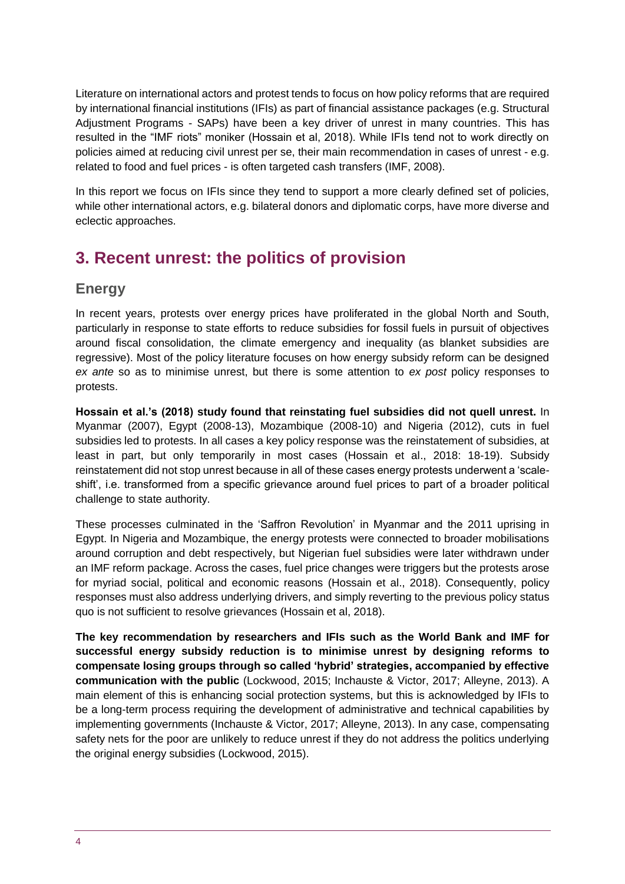Literature on international actors and protest tends to focus on how policy reforms that are required by international financial institutions (IFIs) as part of financial assistance packages (e.g. Structural Adjustment Programs - SAPs) have been a key driver of unrest in many countries. This has resulted in the "IMF riots" moniker (Hossain et al, 2018). While IFIs tend not to work directly on policies aimed at reducing civil unrest per se, their main recommendation in cases of unrest - e.g. related to food and fuel prices - is often targeted cash transfers (IMF, 2008).

In this report we focus on IFIs since they tend to support a more clearly defined set of policies, while other international actors, e.g. bilateral donors and diplomatic corps, have more diverse and eclectic approaches.

## 3. Recent unrest: the politics of provision

### Energy

In recent years, protests over energy prices have proliferated in the global North and South, particularly in response to state efforts to reduce subsidies for fossil fuels in pursuit of objectives around fiscal consolidation, the climate emergency and inequality (as blanket subsidies are regressive). Most of the policy literature focuses on how energy subsidy reform can be designed *ex ante* so as to minimise unrest, but there is some attention to *ex post* policy responses to protests.

**Hossain et al.'s (2018) study found that reinstating fuel subsidies did not quell unrest.** In Myanmar (2007), Egypt (2008-13), Mozambique (2008-10) and Nigeria (2012), cuts in fuel subsidies led to protests. In all cases a key policy response was the reinstatement of subsidies, at least in part, but only temporarily in most cases (Hossain et al., 2018: 18-19). Subsidy reinstatement did not stop unrest because in all of these cases energy protests underwent a 'scale-shift', i.e. transformed from a specific grievance around fuel prices to part of a broader political challenge to state authority.

These processes culminated in the 'Saffron Revolution' in Myanmar and the 2011 uprising in Egypt. In Nigeria and Mozambique, the energy protests were connected to broader mobilisations around corruption and debt respectively, but Nigerian fuel subsidies were later withdrawn under an IMF reform package. Across the cases, fuel price changes were triggers but the protests arose for myriad social, political and economic reasons (Hossain et al., 2018). Consequently, policy responses must also address underlying drivers, and simply reverting to the previous policy status quo is not sufficient to resolve grievances (Hossain et al, 2018).

**The key recommendation by researchers and IFIs such as the World Bank and IMF for successful energy subsidy reduction is to minimise unrest by designing reforms to compensate losing groups through so called 'hybrid' strategies, accompanied by effective communication with the public** (Lockwood, 2015; Inchauste & Victor, 2017; Alleyne, 2013). A main element of this is enhancing social protection systems, but this is acknowledged by IFIs to be a long-term process requiring the development of administrative and technical capabilities by implementing governments (Inchauste & Victor, 2017; Alleyne, 2013). In any case, compensating safety nets for the poor are unlikely to reduce unrest if they do not address the politics underlying the original energy subsidies (Lockwood, 2015).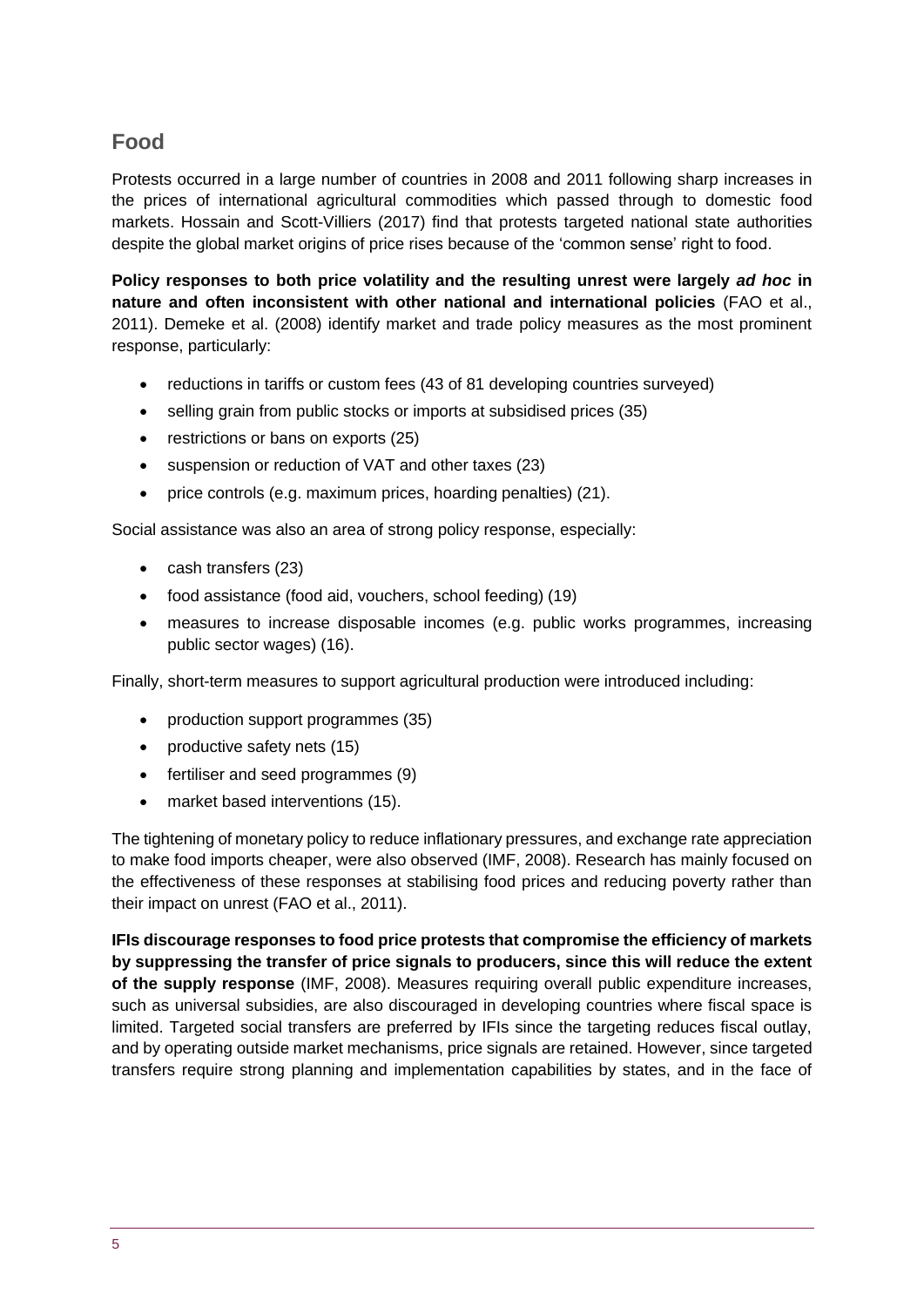## Food

Protests occurred in a large number of countries in 2008 and 2011 following sharp increases in the prices of international agricultural commodities which passed through to domestic food markets. Hossain and Scott-Villiers (2017) find that protests targeted national state authorities despite the global market origins of price rises because of the 'common sense' right to food.

**Policy responses to both price volatility and the resulting unrest were largely *ad hoc* in nature and often inconsistent with other national and international policies** (FAO et al., 2011). Demeke et al. (2008) identify market and trade policy measures as the most prominent response, particularly:

- reductions in tariffs or custom fees (43 of 81 developing countries surveyed)
- selling grain from public stocks or imports at subsidised prices (35)
- restrictions or bans on exports (25)
- suspension or reduction of VAT and other taxes (23)
- price controls (e.g. maximum prices, hoarding penalties) (21).

Social assistance was also an area of strong policy response, especially:

- cash transfers (23)
- food assistance (food aid, vouchers, school feeding) (19)
- measures to increase disposable incomes (e.g. public works programmes, increasing public sector wages) (16).

Finally, short-term measures to support agricultural production were introduced including:

- production support programmes (35)
- productive safety nets (15)
- fertiliser and seed programmes (9)
- market based interventions (15).

The tightening of monetary policy to reduce inflationary pressures, and exchange rate appreciation to make food imports cheaper, were also observed (IMF, 2008). Research has mainly focused on the effectiveness of these responses at stabilising food prices and reducing poverty rather than their impact on unrest (FAO et al., 2011).

**IFIs discourage responses to food price protests that compromise the efficiency of markets by suppressing the transfer of price signals to producers, since this will reduce the extent of the supply response** (IMF, 2008). Measures requiring overall public expenditure increases, such as universal subsidies, are also discouraged in developing countries where fiscal space is limited. Targeted social transfers are preferred by IFIs since the targeting reduces fiscal outlay, and by operating outside market mechanisms, price signals are retained. However, since targeted transfers require strong planning and implementation capabilities by states, and in the face of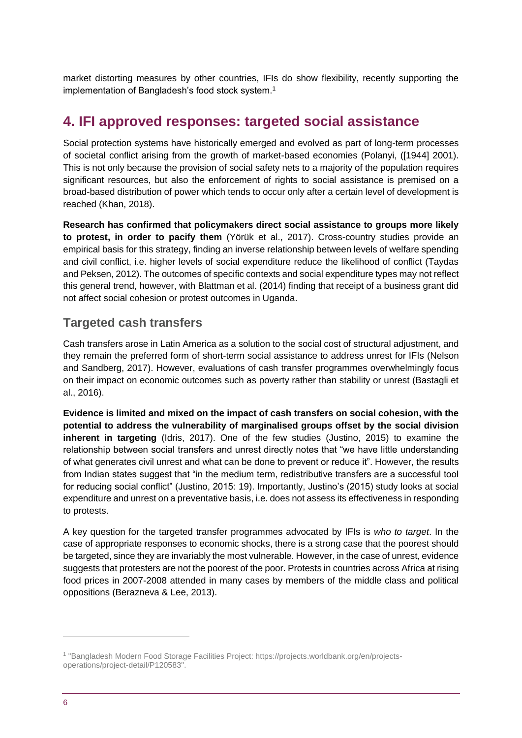market distorting measures by other countries, IFIs do show flexibility, recently supporting the implementation of Bangladesh's food stock system.[1]

## 4. IFI approved responses: targeted social assistance

Social protection systems have historically emerged and evolved as part of long-term processes of societal conflict arising from the growth of market-based economies (Polanyi, ([1944] 2001). This is not only because the provision of social safety nets to a majority of the population requires significant resources, but also the enforcement of rights to social assistance is premised on a broad-based distribution of power which tends to occur only after a certain level of development is reached (Khan, 2018).

**Research has confirmed that policymakers direct social assistance to groups more likely to protest, in order to pacify them** (Yörük et al., 2017). Cross-country studies provide an empirical basis for this strategy, finding an inverse relationship between levels of welfare spending and civil conflict, i.e. higher levels of social expenditure reduce the likelihood of conflict (Taydas and Peksen, 2012). The outcomes of specific contexts and social expenditure types may not reflect this general trend, however, with Blattman et al. (2014) finding that receipt of a business grant did not affect social cohesion or protest outcomes in Uganda.

### Targeted cash transfers

Cash transfers arose in Latin America as a solution to the social cost of structural adjustment, and they remain the preferred form of short-term social assistance to address unrest for IFIs (Nelson and Sandberg, 2017). However, evaluations of cash transfer programmes overwhelmingly focus on their impact on economic outcomes such as poverty rather than stability or unrest (Bastagli et al., 2016).

**Evidence is limited and mixed on the impact of cash transfers on social cohesion, with the potential to address the vulnerability of marginalised groups offset by the social division inherent in targeting** (Idris, 2017). One of the few studies (Justino, 2015) to examine the relationship between social transfers and unrest directly notes that "we have little understanding of what generates civil unrest and what can be done to prevent or reduce it". However, the results from Indian states suggest that "in the medium term, redistributive transfers are a successful tool for reducing social conflict" (Justino, 2015: 19). Importantly, Justino's (2015) study looks at social expenditure and unrest on a preventative basis, i.e. does not assess its effectiveness in responding to protests.

A key question for the targeted transfer programmes advocated by IFIs is *who to target*. In the case of appropriate responses to economic shocks, there is a strong case that the poorest should be targeted, since they are invariably the most vulnerable. However, in the case of unrest, evidence suggests that protesters are not the poorest of the poor. Protests in countries across Africa at rising food prices in 2007-2008 attended in many cases by members of the middle class and political oppositions (Berazneva & Lee, 2013).

[1] "Bangladesh Modern Food Storage Facilities Project: https://projects.worldbank.org/en/projects-operations/project-detail/P120583".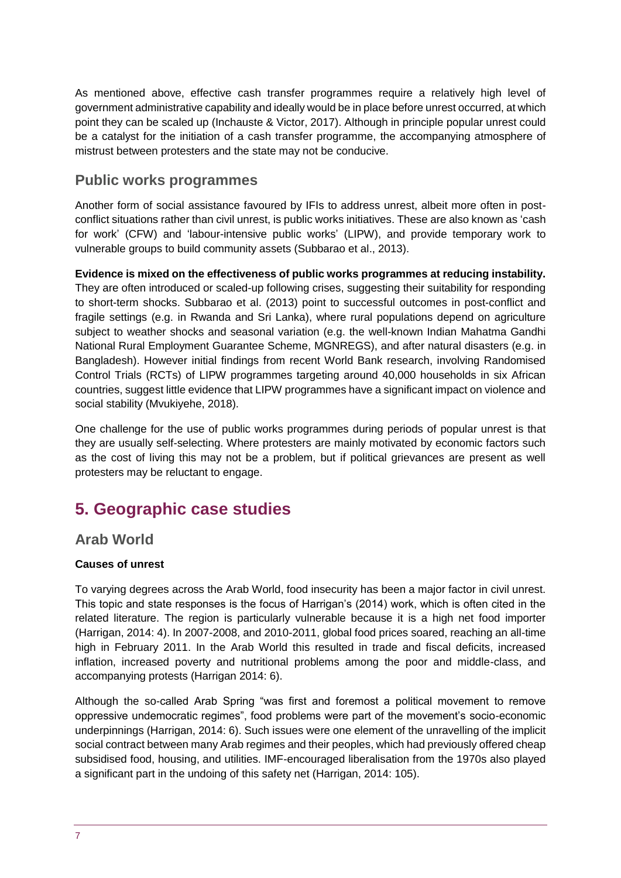As mentioned above, effective cash transfer programmes require a relatively high level of government administrative capability and ideally would be in place before unrest occurred, at which point they can be scaled up (Inchauste & Victor, 2017). Although in principle popular unrest could be a catalyst for the initiation of a cash transfer programme, the accompanying atmosphere of mistrust between protesters and the state may not be conducive.

### Public works programmes

Another form of social assistance favoured by IFIs to address unrest, albeit more often in post-conflict situations rather than civil unrest, is public works initiatives. These are also known as 'cash for work' (CFW) and 'labour-intensive public works' (LIPW), and provide temporary work to vulnerable groups to build community assets (Subbarao et al., 2013).

**Evidence is mixed on the effectiveness of public works programmes at reducing instability.** They are often introduced or scaled-up following crises, suggesting their suitability for responding to short-term shocks. Subbarao et al. (2013) point to successful outcomes in post-conflict and fragile settings (e.g. in Rwanda and Sri Lanka), where rural populations depend on agriculture subject to weather shocks and seasonal variation (e.g. the well-known Indian Mahatma Gandhi National Rural Employment Guarantee Scheme, MGNREGS), and after natural disasters (e.g. in Bangladesh). However initial findings from recent World Bank research, involving Randomised Control Trials (RCTs) of LIPW programmes targeting around 40,000 households in six African countries, suggest little evidence that LIPW programmes have a significant impact on violence and social stability (Mvukiyehe, 2018).

One challenge for the use of public works programmes during periods of popular unrest is that they are usually self-selecting. Where protesters are mainly motivated by economic factors such as the cost of living this may not be a problem, but if political grievances are present as well protesters may be reluctant to engage.

## 5. Geographic case studies

### Arab World

#### Causes of unrest

To varying degrees across the Arab World, food insecurity has been a major factor in civil unrest. This topic and state responses is the focus of Harrigan's (2014) work, which is often cited in the related literature. The region is particularly vulnerable because it is a high net food importer (Harrigan, 2014: 4). In 2007-2008, and 2010-2011, global food prices soared, reaching an all-time high in February 2011. In the Arab World this resulted in trade and fiscal deficits, increased inflation, increased poverty and nutritional problems among the poor and middle-class, and accompanying protests (Harrigan 2014: 6).

Although the so-called Arab Spring "was first and foremost a political movement to remove oppressive undemocratic regimes", food problems were part of the movement's socio-economic underpinnings (Harrigan, 2014: 6). Such issues were one element of the unravelling of the implicit social contract between many Arab regimes and their peoples, which had previously offered cheap subsidised food, housing, and utilities. IMF-encouraged liberalisation from the 1970s also played a significant part in the undoing of this safety net (Harrigan, 2014: 105).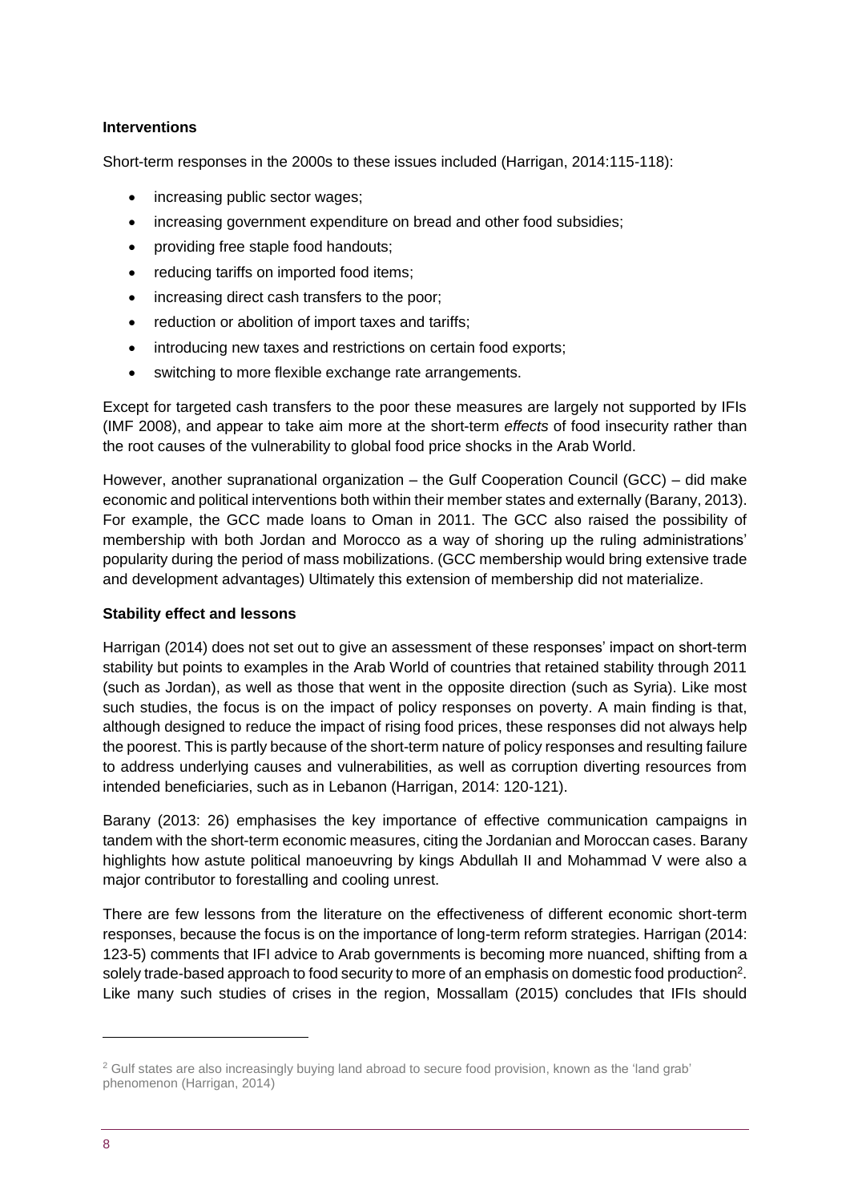**Interventions**

Short-term responses in the 2000s to these issues included (Harrigan, 2014:115-118):

- increasing public sector wages;
- increasing government expenditure on bread and other food subsidies;
- providing free staple food handouts;
- reducing tariffs on imported food items;
- increasing direct cash transfers to the poor;
- reduction or abolition of import taxes and tariffs;
- introducing new taxes and restrictions on certain food exports;
- switching to more flexible exchange rate arrangements.

Except for targeted cash transfers to the poor these measures are largely not supported by IFIs (IMF 2008), and appear to take aim more at the short-term *effects* of food insecurity rather than the root causes of the vulnerability to global food price shocks in the Arab World.

However, another supranational organization – the Gulf Cooperation Council (GCC) – did make economic and political interventions both within their member states and externally (Barany, 2013). For example, the GCC made loans to Oman in 2011. The GCC also raised the possibility of membership with both Jordan and Morocco as a way of shoring up the ruling administrations' popularity during the period of mass mobilizations. (GCC membership would bring extensive trade and development advantages) Ultimately this extension of membership did not materialize.

**Stability effect and lessons**

Harrigan (2014) does not set out to give an assessment of these responses' impact on short-term stability but points to examples in the Arab World of countries that retained stability through 2011 (such as Jordan), as well as those that went in the opposite direction (such as Syria). Like most such studies, the focus is on the impact of policy responses on poverty. A main finding is that, although designed to reduce the impact of rising food prices, these responses did not always help the poorest. This is partly because of the short-term nature of policy responses and resulting failure to address underlying causes and vulnerabilities, as well as corruption diverting resources from intended beneficiaries, such as in Lebanon (Harrigan, 2014: 120-121).

Barany (2013: 26) emphasises the key importance of effective communication campaigns in tandem with the short-term economic measures, citing the Jordanian and Moroccan cases. Barany highlights how astute political manoeuvring by kings Abdullah II and Mohammad V were also a major contributor to forestalling and cooling unrest.

There are few lessons from the literature on the effectiveness of different economic short-term responses, because the focus is on the importance of long-term reform strategies. Harrigan (2014: 123-5) comments that IFI advice to Arab governments is becoming more nuanced, shifting from a solely trade-based approach to food security to more of an emphasis on domestic food production[2]. Like many such studies of crises in the region, Mossallam (2015) concludes that IFIs should

[2] Gulf states are also increasingly buying land abroad to secure food provision, known as the 'land grab' phenomenon (Harrigan, 2014)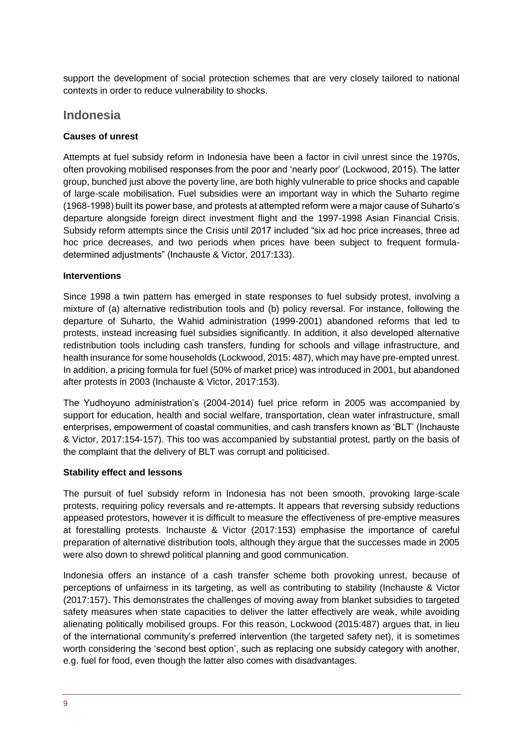support the development of social protection schemes that are very closely tailored to national contexts in order to reduce vulnerability to shocks.

## Indonesia

**Causes of unrest**

Attempts at fuel subsidy reform in Indonesia have been a factor in civil unrest since the 1970s, often provoking mobilised responses from the poor and 'nearly poor' (Lockwood, 2015). The latter group, bunched just above the poverty line, are both highly vulnerable to price shocks and capable of large-scale mobilisation. Fuel subsidies were an important way in which the Suharto regime (1968-1998) built its power base, and protests at attempted reform were a major cause of Suharto's departure alongside foreign direct investment flight and the 1997-1998 Asian Financial Crisis. Subsidy reform attempts since the Crisis until 2017 included "six ad hoc price increases, three ad hoc price decreases, and two periods when prices have been subject to frequent formula-determined adjustments" (Inchauste & Victor, 2017:133).

**Interventions**

Since 1998 a twin pattern has emerged in state responses to fuel subsidy protest, involving a mixture of (a) alternative redistribution tools and (b) policy reversal. For instance, following the departure of Suharto, the Wahid administration (1999-2001) abandoned reforms that led to protests, instead increasing fuel subsidies significantly. In addition, it also developed alternative redistribution tools including cash transfers, funding for schools and village infrastructure, and health insurance for some households (Lockwood, 2015: 487), which may have pre-empted unrest. In addition, a pricing formula for fuel (50% of market price) was introduced in 2001, but abandoned after protests in 2003 (Inchauste & Victor, 2017:153).

The Yudhoyuno administration's (2004-2014) fuel price reform in 2005 was accompanied by support for education, health and social welfare, transportation, clean water infrastructure, small enterprises, empowerment of coastal communities, and cash transfers known as 'BLT' (Inchauste & Victor, 2017:154-157). This too was accompanied by substantial protest, partly on the basis of the complaint that the delivery of BLT was corrupt and politicised.

**Stability effect and lessons**

The pursuit of fuel subsidy reform in Indonesia has not been smooth, provoking large-scale protests, requiring policy reversals and re-attempts. It appears that reversing subsidy reductions appeased protestors, however it is difficult to measure the effectiveness of pre-emptive measures at forestalling protests. Inchauste & Victor (2017:153) emphasise the importance of careful preparation of alternative distribution tools, although they argue that the successes made in 2005 were also down to shrewd political planning and good communication.

Indonesia offers an instance of a cash transfer scheme both provoking unrest, because of perceptions of unfairness in its targeting, as well as contributing to stability (Inchauste & Victor (2017:157). This demonstrates the challenges of moving away from blanket subsidies to targeted safety measures when state capacities to deliver the latter effectively are weak, while avoiding alienating politically mobilised groups. For this reason, Lockwood (2015:487) argues that, in lieu of the international community's preferred intervention (the targeted safety net), it is sometimes worth considering the 'second best option', such as replacing one subsidy category with another, e.g. fuel for food, even though the latter also comes with disadvantages.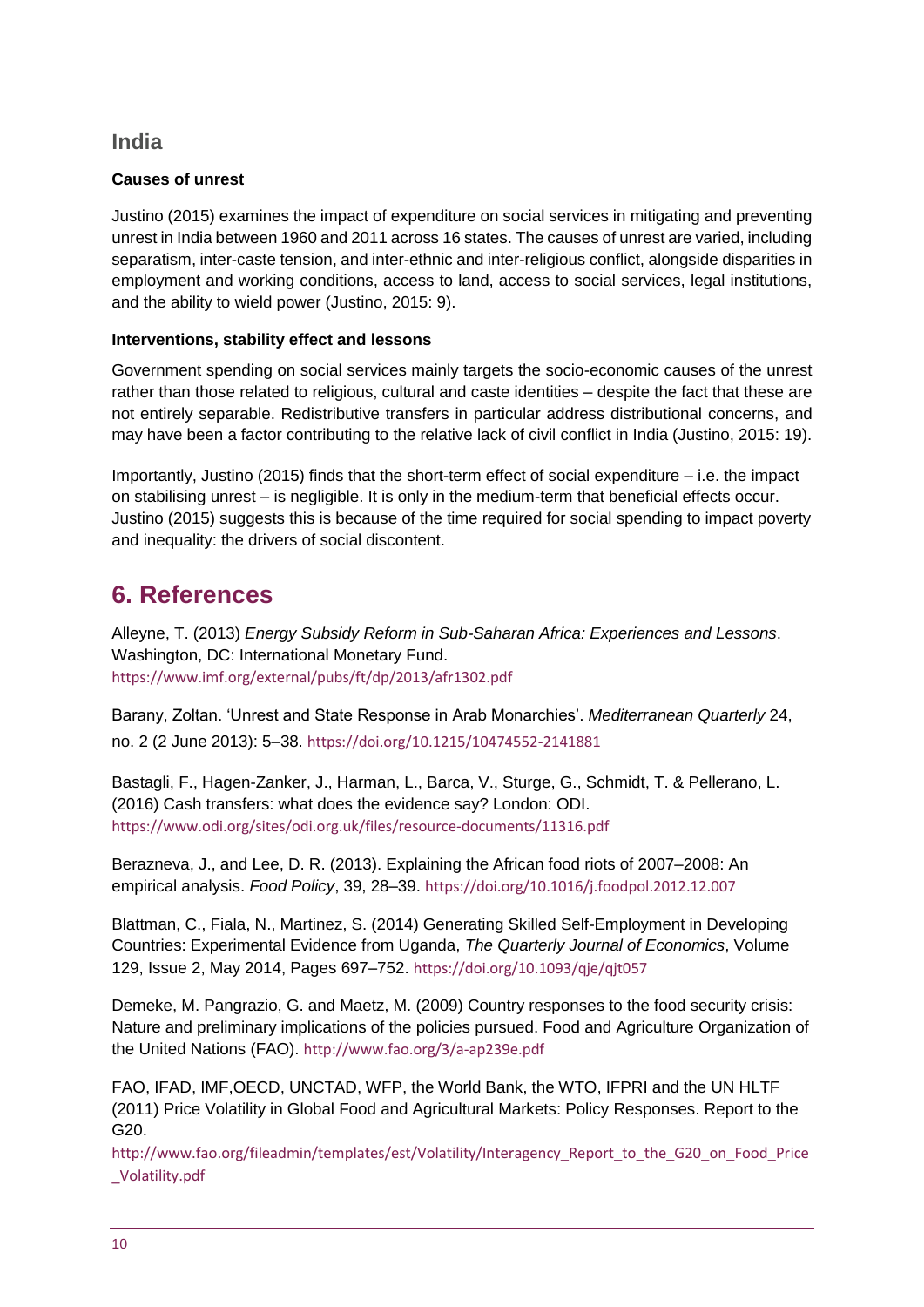### India

**Causes of unrest**

Justino (2015) examines the impact of expenditure on social services in mitigating and preventing unrest in India between 1960 and 2011 across 16 states. The causes of unrest are varied, including separatism, inter-caste tension, and inter-ethnic and inter-religious conflict, alongside disparities in employment and working conditions, access to land, access to social services, legal institutions, and the ability to wield power (Justino, 2015: 9).

**Interventions, stability effect and lessons**

Government spending on social services mainly targets the socio-economic causes of the unrest rather than those related to religious, cultural and caste identities – despite the fact that these are not entirely separable. Redistributive transfers in particular address distributional concerns, and may have been a factor contributing to the relative lack of civil conflict in India (Justino, 2015: 19).

Importantly, Justino (2015) finds that the short-term effect of social expenditure – i.e. the impact on stabilising unrest – is negligible. It is only in the medium-term that beneficial effects occur. Justino (2015) suggests this is because of the time required for social spending to impact poverty and inequality: the drivers of social discontent.

## 6. References

Alleyne, T. (2013) *Energy Subsidy Reform in Sub-Saharan Africa: Experiences and Lessons*. Washington, DC: International Monetary Fund. https://www.imf.org/external/pubs/ft/dp/2013/afr1302.pdf

Barany, Zoltan. 'Unrest and State Response in Arab Monarchies'. *Mediterranean Quarterly* 24, no. 2 (2 June 2013): 5–38. https://doi.org/10.1215/10474552-2141881

Bastagli, F., Hagen-Zanker, J., Harman, L., Barca, V., Sturge, G., Schmidt, T. & Pellerano, L. (2016) Cash transfers: what does the evidence say? London: ODI. https://www.odi.org/sites/odi.org.uk/files/resource-documents/11316.pdf

Berazneva, J., and Lee, D. R. (2013). Explaining the African food riots of 2007–2008: An empirical analysis. *Food Policy*, 39, 28–39. https://doi.org/10.1016/j.foodpol.2012.12.007

Blattman, C., Fiala, N., Martinez, S. (2014) Generating Skilled Self-Employment in Developing Countries: Experimental Evidence from Uganda, *The Quarterly Journal of Economics*, Volume 129, Issue 2, May 2014, Pages 697–752. https://doi.org/10.1093/qje/qjt057

Demeke, M. Pangrazio, G. and Maetz, M. (2009) Country responses to the food security crisis: Nature and preliminary implications of the policies pursued. Food and Agriculture Organization of the United Nations (FAO). http://www.fao.org/3/a-ap239e.pdf

FAO, IFAD, IMF,OECD, UNCTAD, WFP, the World Bank, the WTO, IFPRI and the UN HLTF (2011) Price Volatility in Global Food and Agricultural Markets: Policy Responses. Report to the G20. http://www.fao.org/fileadmin/templates/est/Volatility/Interagency_Report_to_the_G20_on_Food_Price_Volatility.pdf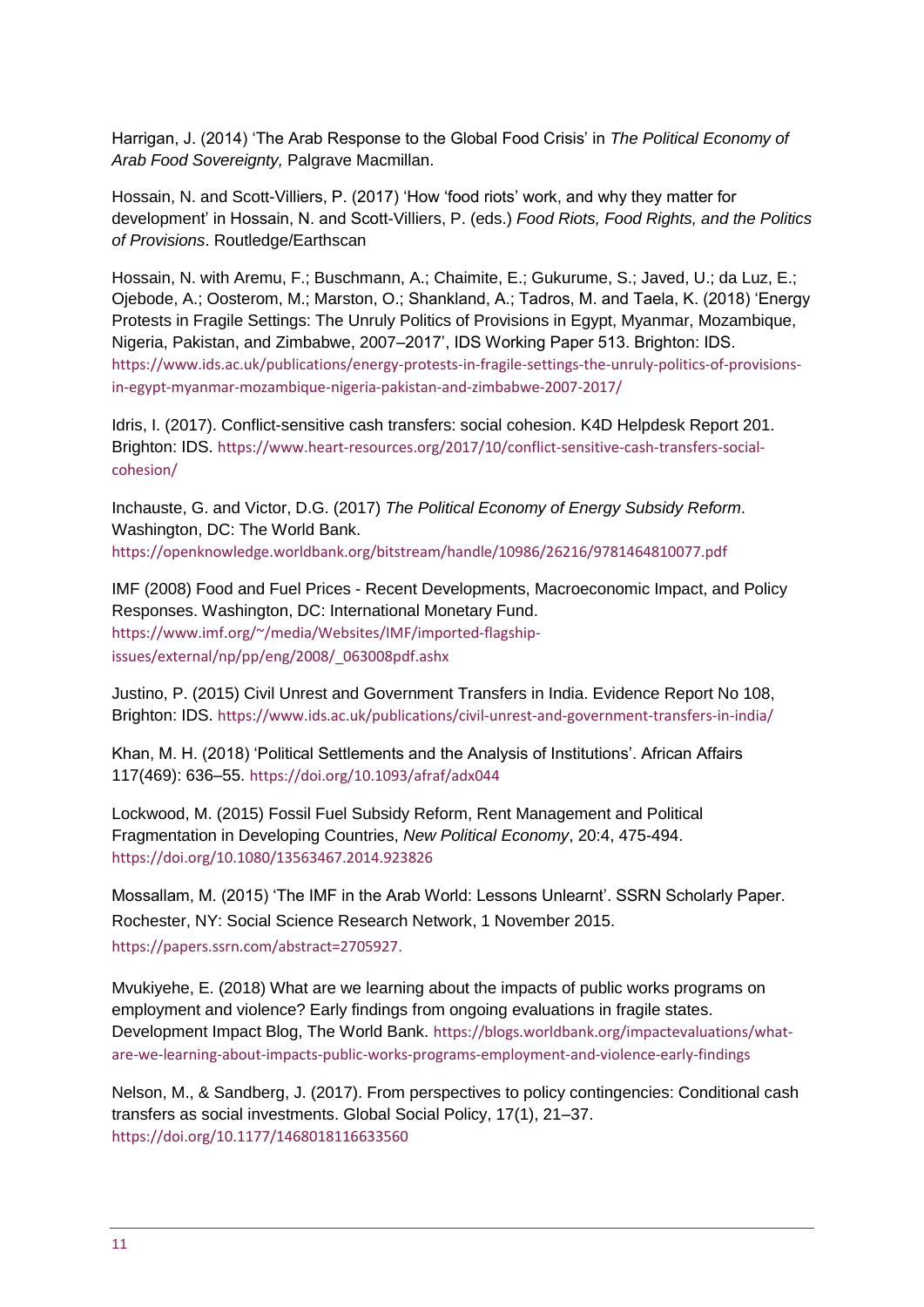Harrigan, J. (2014) 'The Arab Response to the Global Food Crisis' in *The Political Economy of Arab Food Sovereignty,* Palgrave Macmillan.

Hossain, N. and Scott-Villiers, P. (2017) 'How 'food riots' work, and why they matter for development' in Hossain, N. and Scott-Villiers, P. (eds.) *Food Riots, Food Rights, and the Politics of Provisions*. Routledge/Earthscan

Hossain, N. with Aremu, F.; Buschmann, A.; Chaimite, E.; Gukurume, S.; Javed, U.; da Luz, E.; Ojebode, A.; Oosterom, M.; Marston, O.; Shankland, A.; Tadros, M. and Taela, K. (2018) 'Energy Protests in Fragile Settings: The Unruly Politics of Provisions in Egypt, Myanmar, Mozambique, Nigeria, Pakistan, and Zimbabwe, 2007–2017', IDS Working Paper 513. Brighton: IDS. https://www.ids.ac.uk/publications/energy-protests-in-fragile-settings-the-unruly-politics-of-provisions-in-egypt-myanmar-mozambique-nigeria-pakistan-and-zimbabwe-2007-2017/

Idris, I. (2017). Conflict-sensitive cash transfers: social cohesion. K4D Helpdesk Report 201. Brighton: IDS. https://www.heart-resources.org/2017/10/conflict-sensitive-cash-transfers-social-cohesion/

Inchauste, G. and Victor, D.G. (2017) *The Political Economy of Energy Subsidy Reform*. Washington, DC: The World Bank. https://openknowledge.worldbank.org/bitstream/handle/10986/26216/9781464810077.pdf

IMF (2008) Food and Fuel Prices - Recent Developments, Macroeconomic Impact, and Policy Responses. Washington, DC: International Monetary Fund. https://www.imf.org/~/media/Websites/IMF/imported-flagship-issues/external/np/pp/eng/2008/_063008pdf.ashx

Justino, P. (2015) Civil Unrest and Government Transfers in India. Evidence Report No 108, Brighton: IDS. https://www.ids.ac.uk/publications/civil-unrest-and-government-transfers-in-india/

Khan, M. H. (2018) 'Political Settlements and the Analysis of Institutions'. African Affairs 117(469): 636–55. https://doi.org/10.1093/afraf/adx044

Lockwood, M. (2015) Fossil Fuel Subsidy Reform, Rent Management and Political Fragmentation in Developing Countries, *New Political Economy*, 20:4, 475-494. https://doi.org/10.1080/13563467.2014.923826

Mossallam, M. (2015) 'The IMF in the Arab World: Lessons Unlearnt'. SSRN Scholarly Paper. Rochester, NY: Social Science Research Network, 1 November 2015. https://papers.ssrn.com/abstract=2705927.

Mvukiyehe, E. (2018) What are we learning about the impacts of public works programs on employment and violence? Early findings from ongoing evaluations in fragile states. Development Impact Blog, The World Bank. https://blogs.worldbank.org/impactevaluations/what-are-we-learning-about-impacts-public-works-programs-employment-and-violence-early-findings

Nelson, M., & Sandberg, J. (2017). From perspectives to policy contingencies: Conditional cash transfers as social investments. Global Social Policy, 17(1), 21–37. https://doi.org/10.1177/1468018116633560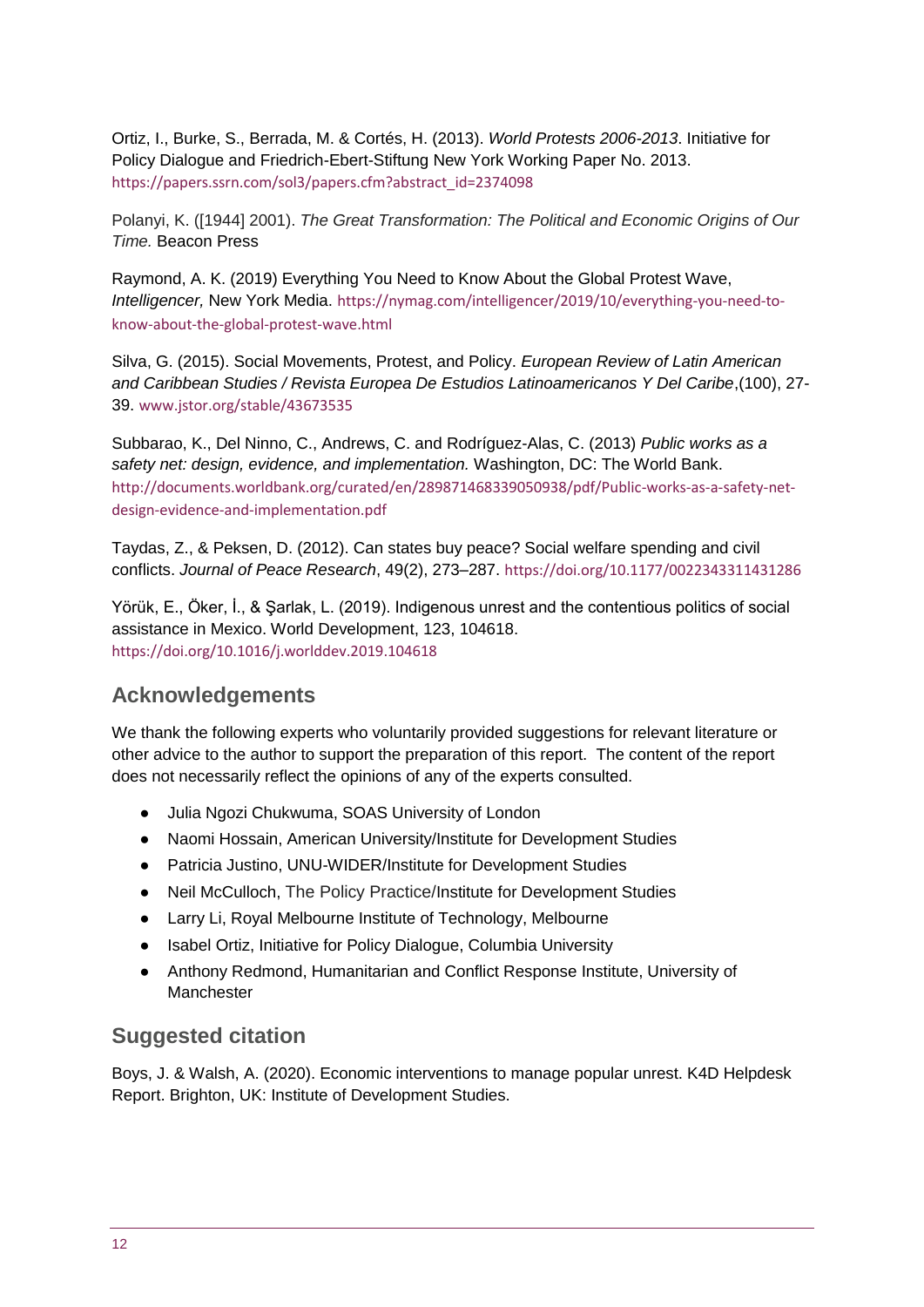Ortiz, I., Burke, S., Berrada, M. & Cortés, H. (2013). *World Protests 2006-2013*. Initiative for Policy Dialogue and Friedrich-Ebert-Stiftung New York Working Paper No. 2013. https://papers.ssrn.com/sol3/papers.cfm?abstract_id=2374098

Polanyi, K. ([1944] 2001). *The Great Transformation: The Political and Economic Origins of Our Time.* Beacon Press

Raymond, A. K. (2019) Everything You Need to Know About the Global Protest Wave, *Intelligencer,* New York Media. https://nymag.com/intelligencer/2019/10/everything-you-need-to-know-about-the-global-protest-wave.html

Silva, G. (2015). Social Movements, Protest, and Policy. *European Review of Latin American and Caribbean Studies / Revista Europea De Estudios Latinoamericanos Y Del Caribe*,(100), 27-39. www.jstor.org/stable/43673535

Subbarao, K., Del Ninno, C., Andrews, C. and Rodríguez-Alas, C. (2013) *Public works as a safety net: design, evidence, and implementation.* Washington, DC: The World Bank. http://documents.worldbank.org/curated/en/289871468339050938/pdf/Public-works-as-a-safety-net-design-evidence-and-implementation.pdf

Taydas, Z., & Peksen, D. (2012). Can states buy peace? Social welfare spending and civil conflicts. *Journal of Peace Research*, 49(2), 273–287. https://doi.org/10.1177/0022343311431286

Yörük, E., Öker, İ., & Şarlak, L. (2019). Indigenous unrest and the contentious politics of social assistance in Mexico. World Development, 123, 104618. https://doi.org/10.1016/j.worlddev.2019.104618

## Acknowledgements

We thank the following experts who voluntarily provided suggestions for relevant literature or other advice to the author to support the preparation of this report. The content of the report does not necessarily reflect the opinions of any of the experts consulted.

- Julia Ngozi Chukwuma, SOAS University of London
- Naomi Hossain, American University/Institute for Development Studies
- Patricia Justino, UNU-WIDER/Institute for Development Studies
- Neil McCulloch, The Policy Practice/Institute for Development Studies
- Larry Li, Royal Melbourne Institute of Technology, Melbourne
- Isabel Ortiz, Initiative for Policy Dialogue, Columbia University
- Anthony Redmond, Humanitarian and Conflict Response Institute, University of Manchester

## Suggested citation

Boys, J. & Walsh, A. (2020). Economic interventions to manage popular unrest. K4D Helpdesk Report. Brighton, UK: Institute of Development Studies.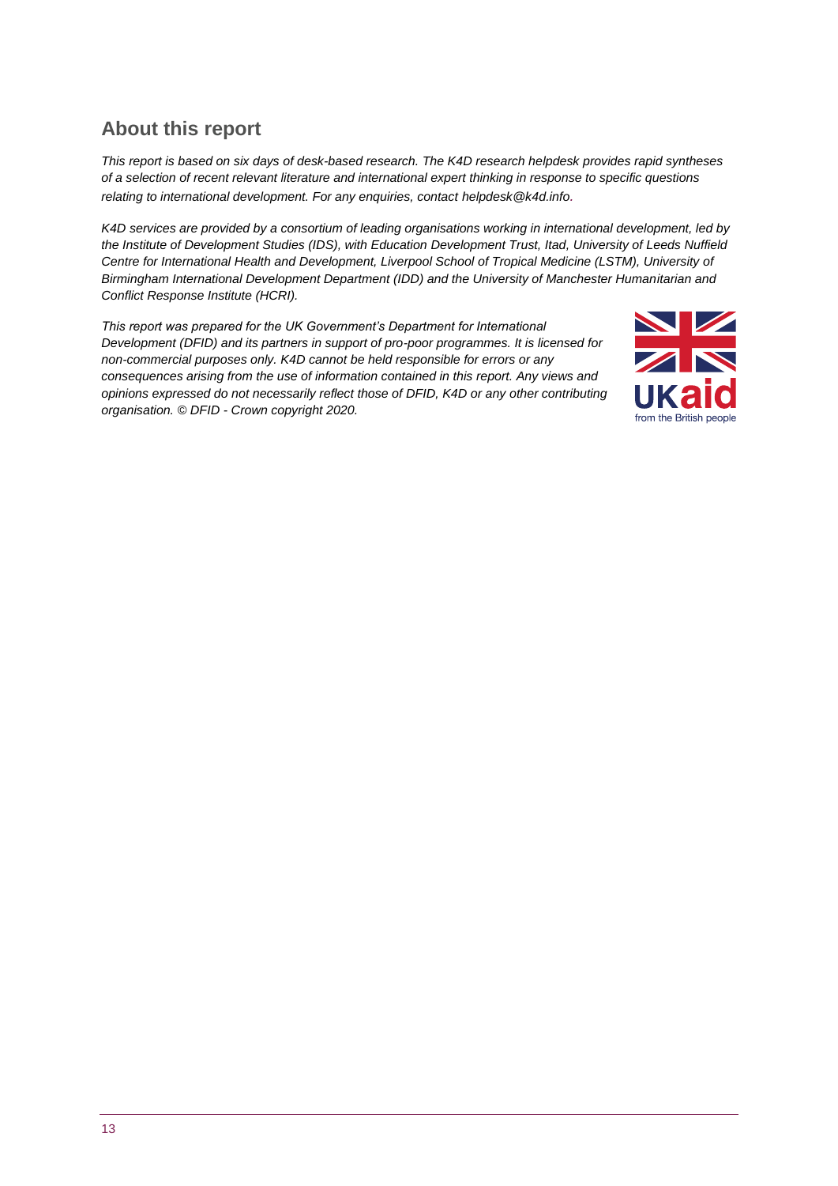## About this report

*This report is based on six days of desk-based research. The K4D research helpdesk provides rapid syntheses of a selection of recent relevant literature and international expert thinking in response to specific questions relating to international development. For any enquiries, contact helpdesk@k4d.info.*

*K4D services are provided by a consortium of leading organisations working in international development, led by the Institute of Development Studies (IDS), with Education Development Trust, Itad, University of Leeds Nuffield Centre for International Health and Development, Liverpool School of Tropical Medicine (LSTM), University of Birmingham International Development Department (IDD) and the University of Manchester Humanitarian and Conflict Response Institute (HCRI).*

*This report was prepared for the UK Government's Department for International Development (DFID) and its partners in support of pro-poor programmes. It is licensed for non-commercial purposes only. K4D cannot be held responsible for errors or any consequences arising from the use of information contained in this report. Any views and opinions expressed do not necessarily reflect those of DFID, K4D or any other contributing organisation. © DFID - Crown copyright 2020.*